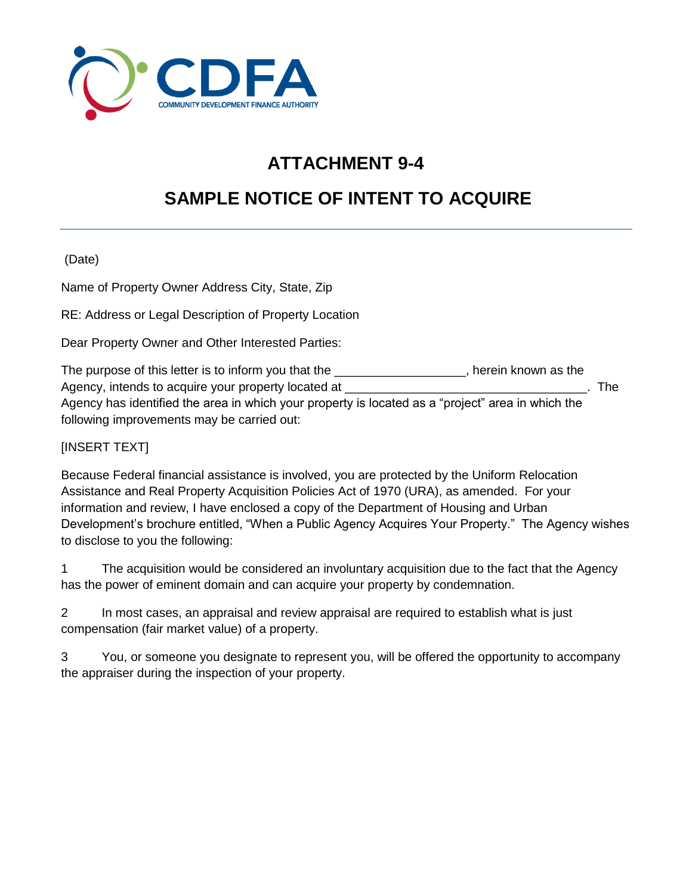# ATTACHMENT 9-4

# SAMPLE NOTICE OF INTENT TO ACQUIRE

(Date)

Name of Property Owner Address City, State, Zip

RE: Address or Legal Description of Property Location

Dear Property Owner and Other Interested Parties:

The purpose of this letter is to inform you that the __________________, herein known as the Agency, intends to acquire your property located at __________________________________. The Agency has identified the area in which your property is located as a "project" area in which the following improvements may be carried out:

[INSERT TEXT]

Because Federal financial assistance is involved, you are protected by the Uniform Relocation Assistance and Real Property Acquisition Policies Act of 1970 (URA), as amended. For your information and review, I have enclosed a copy of the Department of Housing and Urban Development's brochure entitled, "When a Public Agency Acquires Your Property." The Agency wishes to disclose to you the following:

1 The acquisition would be considered an involuntary acquisition due to the fact that the Agency has the power of eminent domain and can acquire your property by condemnation.

2 In most cases, an appraisal and review appraisal are required to establish what is just compensation (fair market value) of a property.

3 You, or someone you designate to represent you, will be offered the opportunity to accompany the appraiser during the inspection of your property.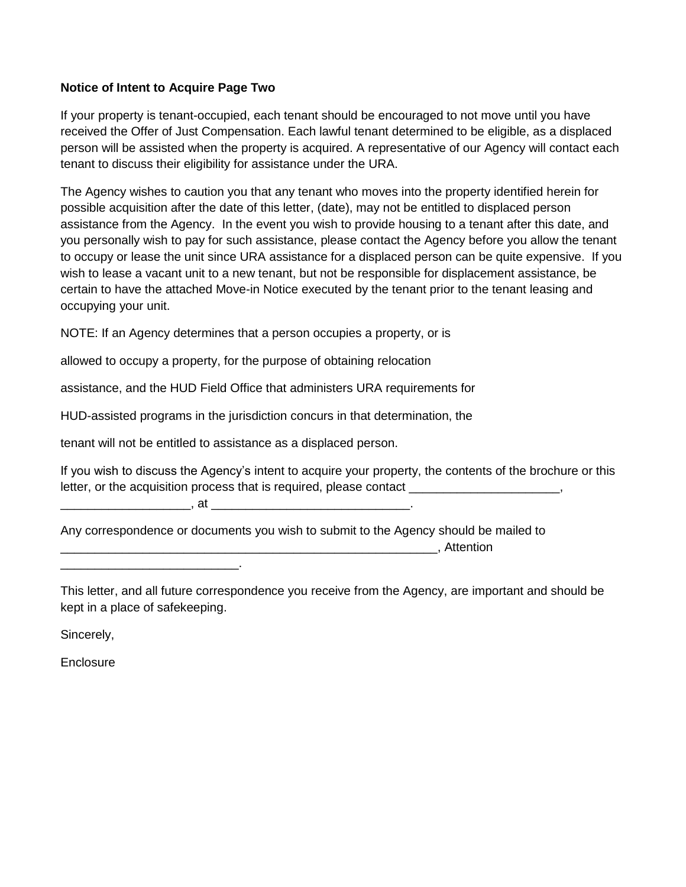**Notice of Intent to Acquire Page Two**

If your property is tenant-occupied, each tenant should be encouraged to not move until you have received the Offer of Just Compensation. Each lawful tenant determined to be eligible, as a displaced person will be assisted when the property is acquired. A representative of our Agency will contact each tenant to discuss their eligibility for assistance under the URA.

The Agency wishes to caution you that any tenant who moves into the property identified herein for possible acquisition after the date of this letter, (date), may not be entitled to displaced person assistance from the Agency. In the event you wish to provide housing to a tenant after this date, and you personally wish to pay for such assistance, please contact the Agency before you allow the tenant to occupy or lease the unit since URA assistance for a displaced person can be quite expensive. If you wish to lease a vacant unit to a new tenant, but not be responsible for displacement assistance, be certain to have the attached Move-in Notice executed by the tenant prior to the tenant leasing and occupying your unit.

NOTE: If an Agency determines that a person occupies a property, or is allowed to occupy a property, for the purpose of obtaining relocation assistance, and the HUD Field Office that administers URA requirements for HUD-assisted programs in the jurisdiction concurs in that determination, the tenant will not be entitled to assistance as a displaced person.

If you wish to discuss the Agency's intent to acquire your property, the contents of the brochure or this letter, or the acquisition process that is required, please contact ______________________, ___________________, at _____________________________.

Any correspondence or documents you wish to submit to the Agency should be mailed to ________________________________________________________, Attention __________________________.

This letter, and all future correspondence you receive from the Agency, are important and should be kept in a place of safekeeping.

Sincerely,

Enclosure